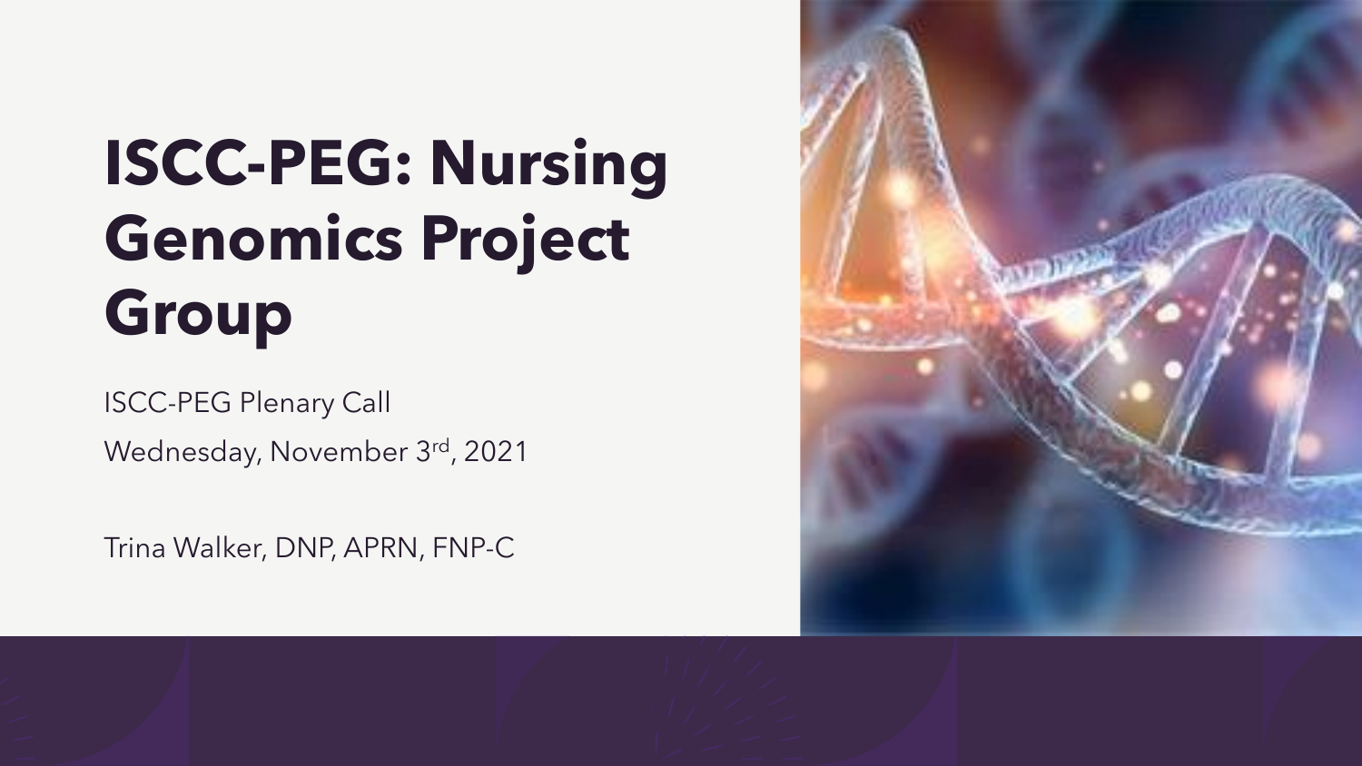# ISCC-PEG: Nursing Genomics Project Group

ISCC-PEG Plenary Call

Wednesday, November 3rd, 2021

Trina Walker, DNP, APRN, FNP-C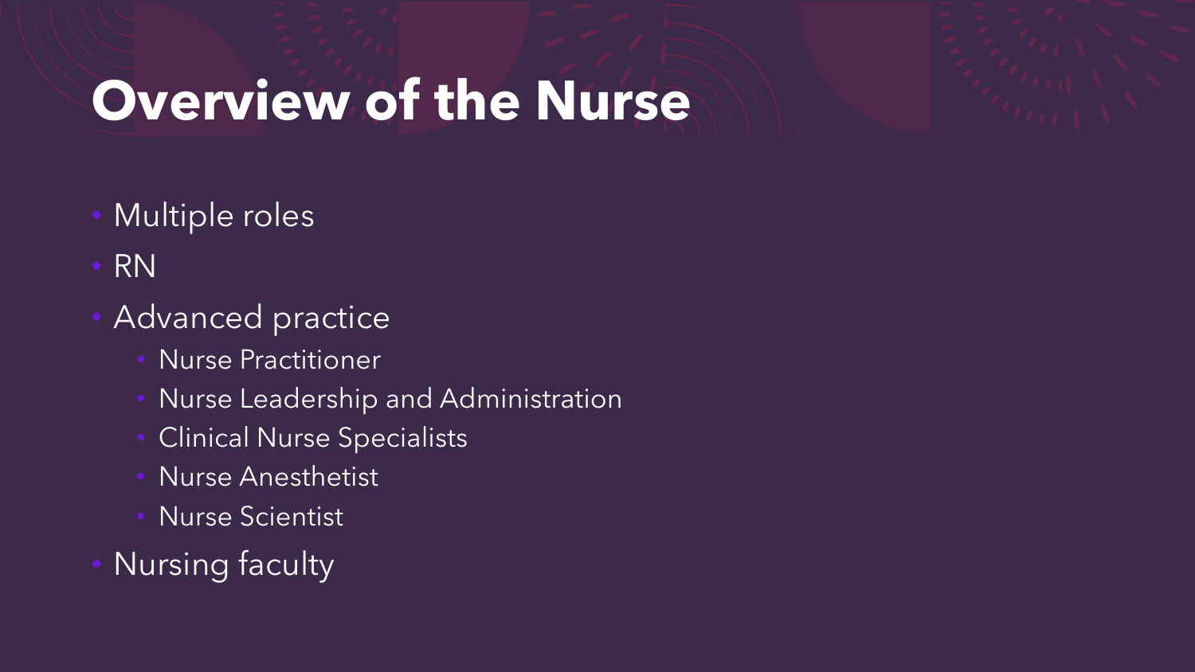# Overview of the Nurse

- Multiple roles
- RN
- Advanced practice
  - Nurse Practitioner
  - Nurse Leadership and Administration
  - Clinical Nurse Specialists
  - Nurse Anesthetist
  - Nurse Scientist
- Nursing faculty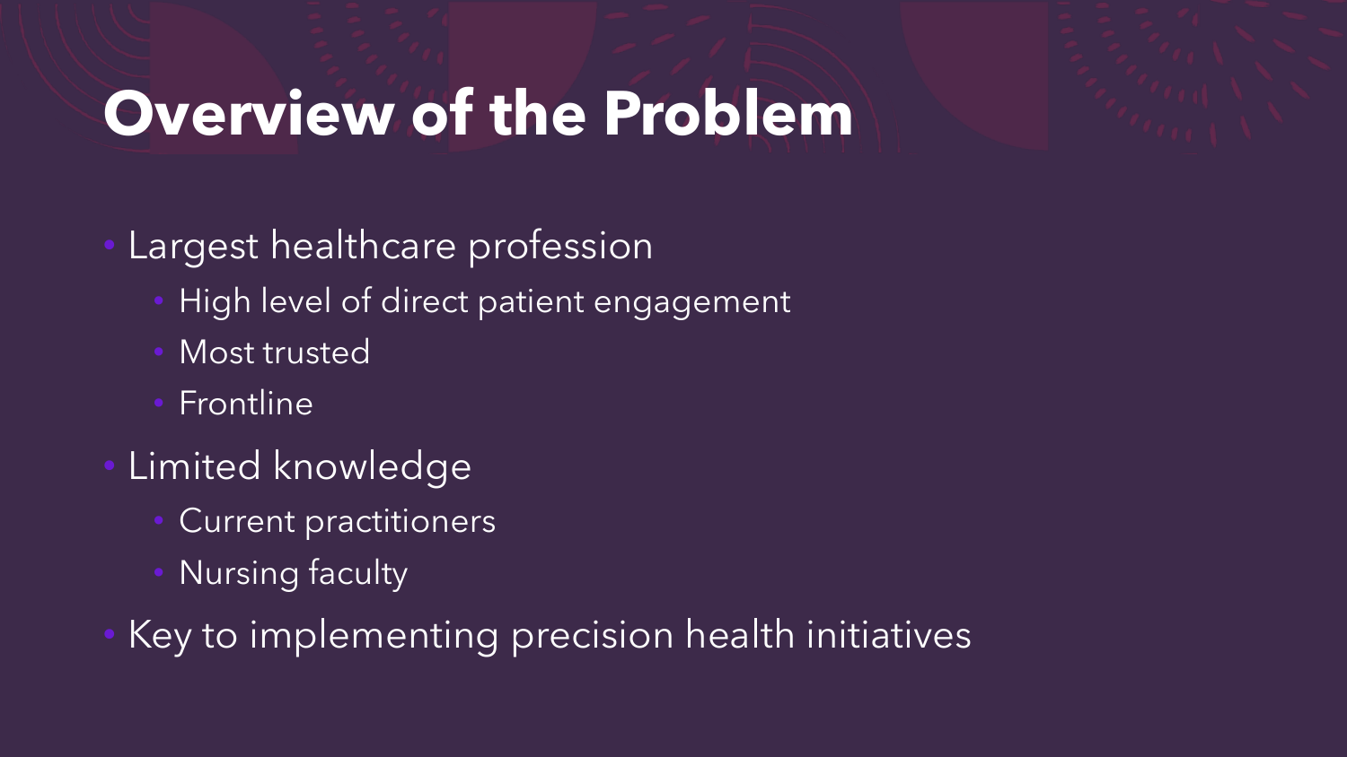# Overview of the Problem

- Largest healthcare profession
  - High level of direct patient engagement
  - Most trusted
  - Frontline
- Limited knowledge
  - Current practitioners
  - Nursing faculty
- Key to implementing precision health initiatives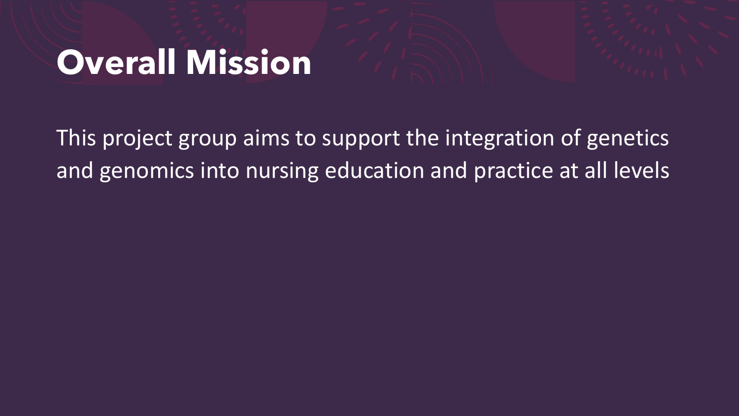# Overall Mission

This project group aims to support the integration of genetics and genomics into nursing education and practice at all levels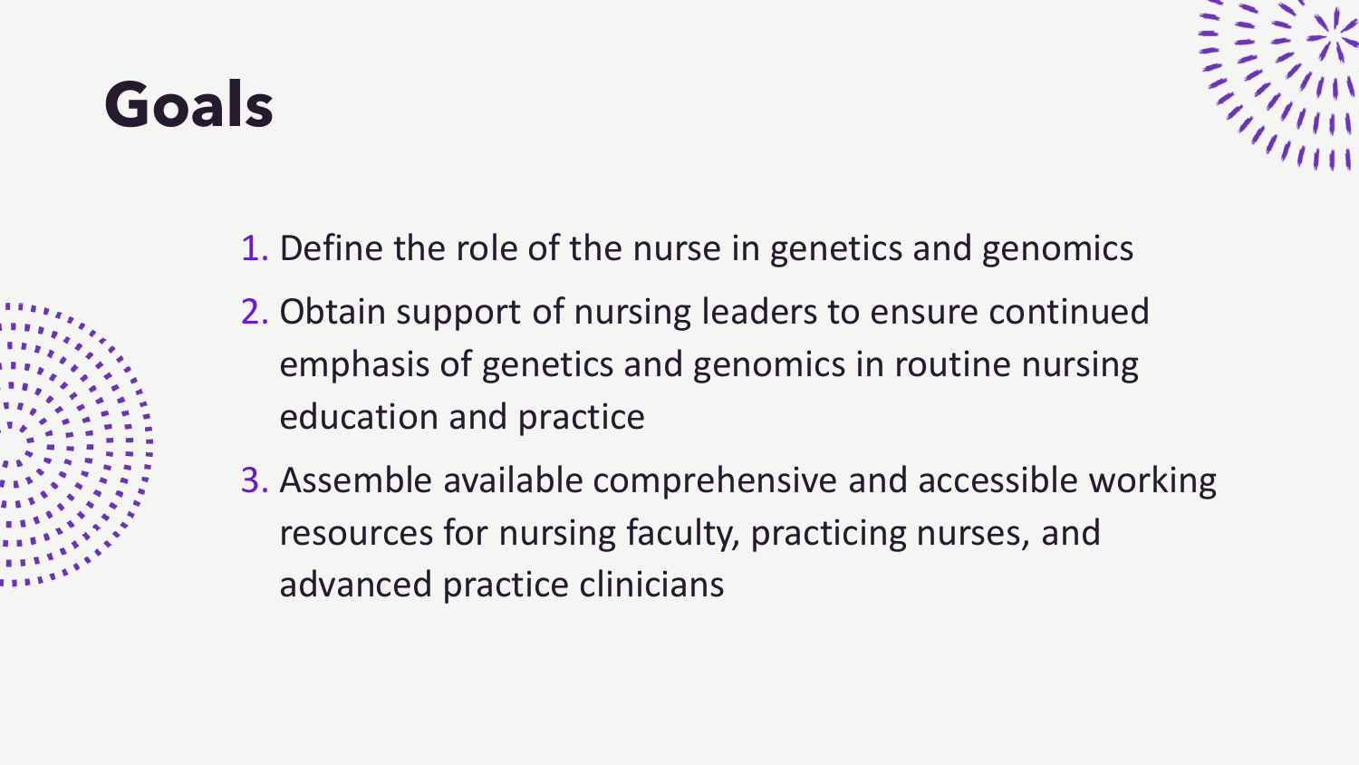# Goals

1. Define the role of the nurse in genetics and genomics
2. Obtain support of nursing leaders to ensure continued emphasis of genetics and genomics in routine nursing education and practice
3. Assemble available comprehensive and accessible working resources for nursing faculty, practicing nurses, and advanced practice clinicians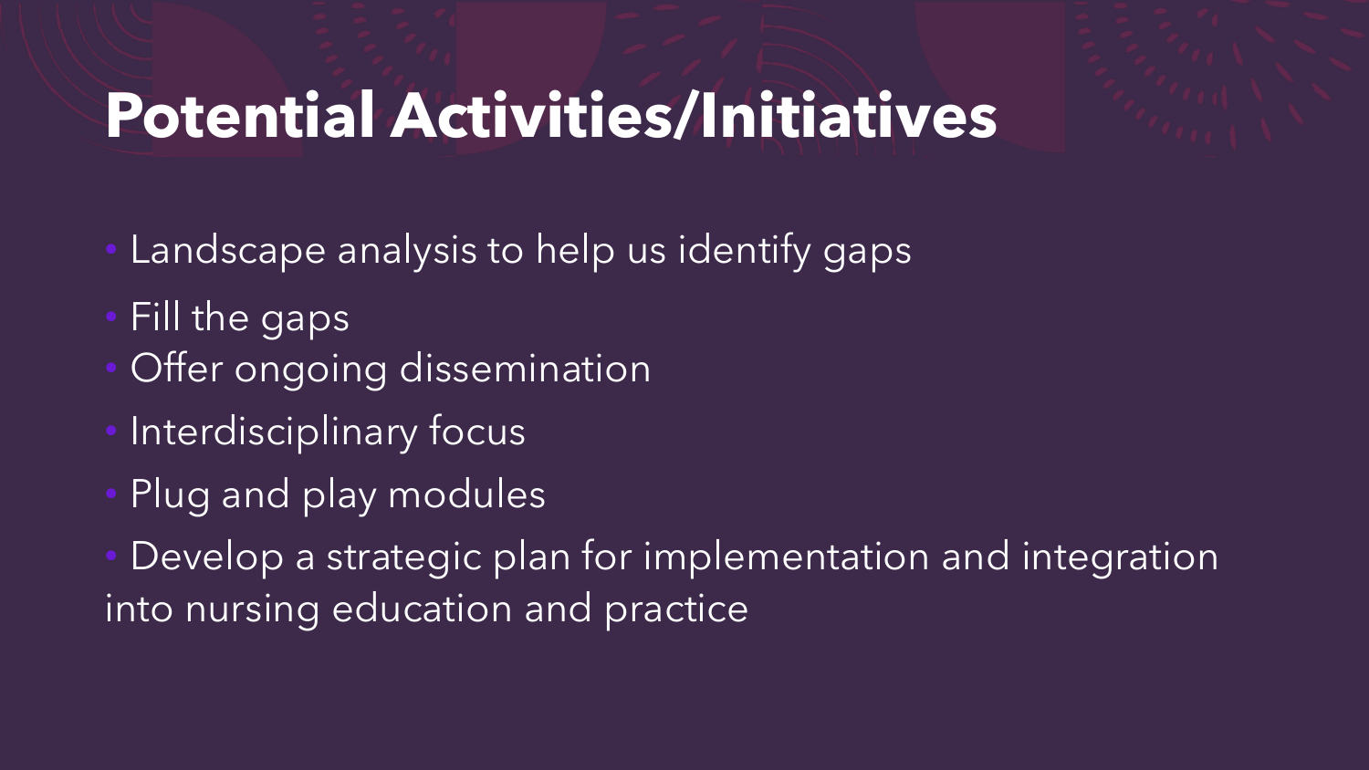# Potential Activities/Initiatives

- Landscape analysis to help us identify gaps
- Fill the gaps
- Offer ongoing dissemination
- Interdisciplinary focus
- Plug and play modules
- Develop a strategic plan for implementation and integration into nursing education and practice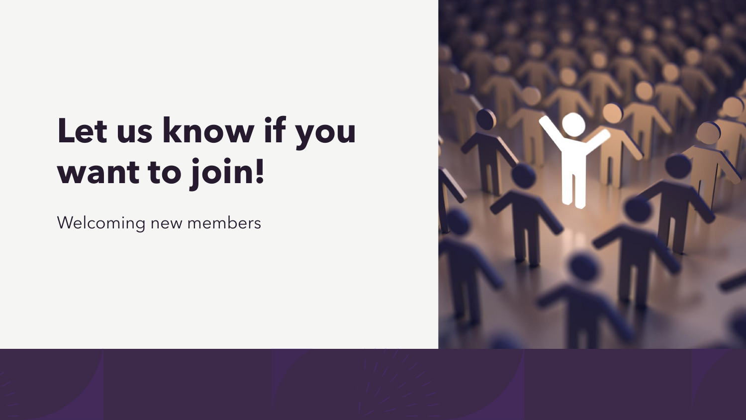# Let us know if you want to join!

Welcoming new members